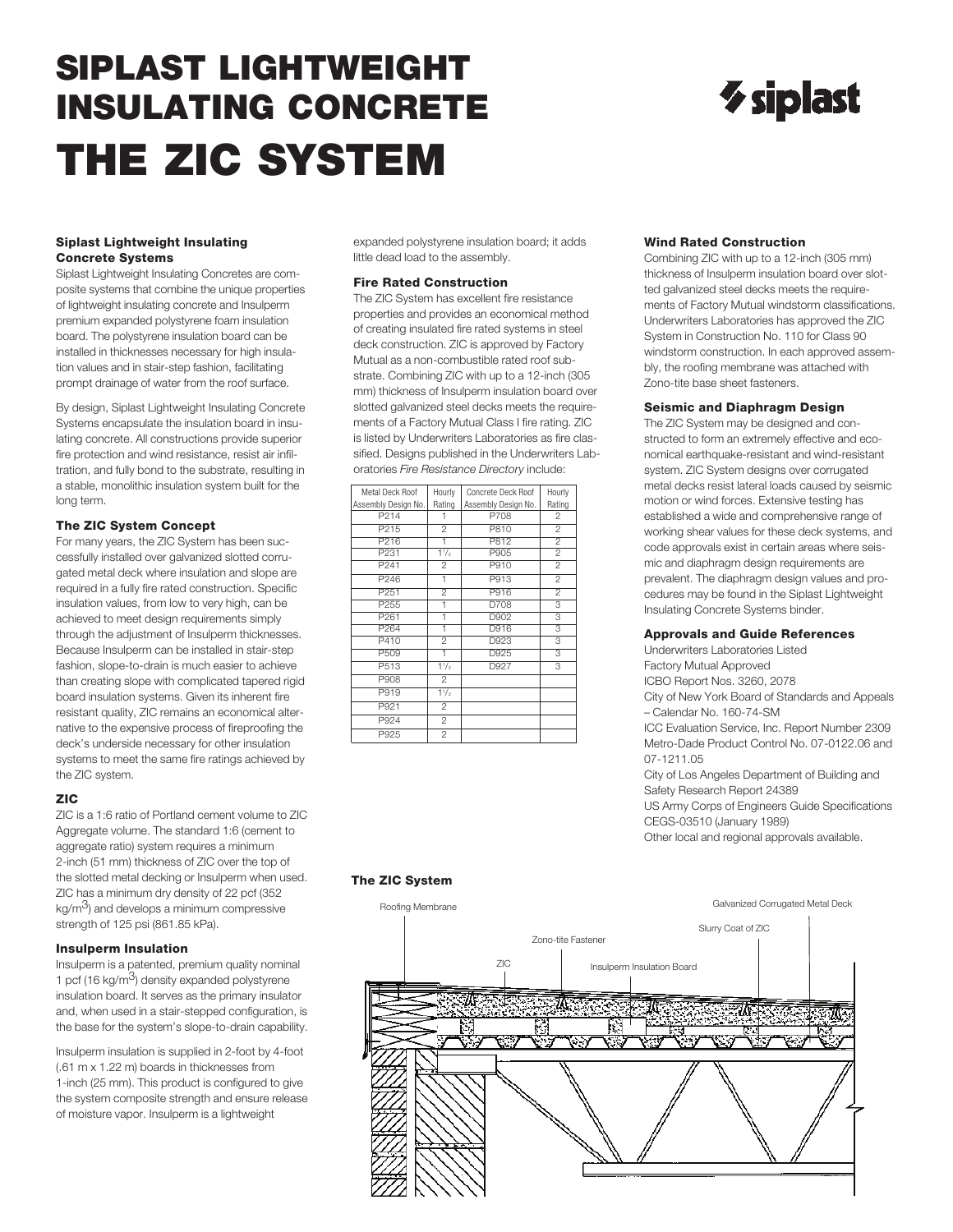# SIPLAST LIGHTWEIGHT INSULATING CONCRETE

# THE ZIC SYSTEM

### Siplast Lightweight Insulating Concrete Systems

Siplast Lightweight Insulating Concretes are composite systems that combine the unique properties of lightweight insulating concrete and Insulperm premium expanded polystyrene foam insulation board. The polystyrene insulation board can be installed in thicknesses necessary for high insulation values and in stair-step fashion, facilitating prompt drainage of water from the roof surface.

By design, Siplast Lightweight Insulating Concrete Systems encapsulate the insulation board in insulating concrete. All constructions provide superior fire protection and wind resistance, resist air infiltration, and fully bond to the substrate, resulting in a stable, monolithic insulation system built for the long term.

### The ZIC System Concept

For many years, the ZIC System has been successfully installed over galvanized slotted corrugated metal deck where insulation and slope are required in a fully fire rated construction. Specific insulation values, from low to very high, can be achieved to meet design requirements simply through the adjustment of Insulperm thicknesses. Because Insulperm can be installed in stair-step fashion, slope-to-drain is much easier to achieve than creating slope with complicated tapered rigid board insulation systems. Given its inherent fire resistant quality, ZIC remains an economical alternative to the expensive process of fireproofing the deck's underside necessary for other insulation systems to meet the same fire ratings achieved by the ZIC system.

### ZIC

ZIC is a 1:6 ratio of Portland cement volume to ZIC Aggregate volume. The standard 1:6 (cement to aggregate ratio) system requires a minimum 2-inch (51 mm) thickness of ZIC over the top of the slotted metal decking or Insulperm when used. ZIC has a minimum dry density of 22 pcf (352 kg/m$^3$) and develops a minimum compressive strength of 125 psi (861.85 kPa).

### Insulperm Insulation

Insulperm is a patented, premium quality nominal 1 pcf (16 kg/m$^3$) density expanded polystyrene insulation board. It serves as the primary insulator and, when used in a stair-stepped configuration, is the base for the system's slope-to-drain capability.

Insulperm insulation is supplied in 2-foot by 4-foot (.61 m x 1.22 m) boards in thicknesses from 1-inch (25 mm). This product is configured to give the system composite strength and ensure release of moisture vapor. Insulperm is a lightweight expanded polystyrene insulation board; it adds little dead load to the assembly.

### Fire Rated Construction

The ZIC System has excellent fire resistance properties and provides an economical method of creating insulated fire rated systems in steel deck construction. ZIC is approved by Factory Mutual as a non-combustible rated roof substrate. Combining ZIC with up to a 12-inch (305 mm) thickness of Insulperm insulation board over slotted galvanized steel decks meets the requirements of a Factory Mutual Class I fire rating. ZIC is listed by Underwriters Laboratories as fire classified. Designs published in the Underwriters Laboratories *Fire Resistance Directory* include:

| Metal Deck Roof Assembly Design No. | Hourly Rating | Concrete Deck Roof Assembly Design No. | Hourly Rating |
|---|---|---|---|
| P214 | 1 | P708 | 2 |
| P215 | 2 | P810 | 2 |
| P216 | 1 | P812 | 2 |
| P231 | 1 1/2 | P905 | 2 |
| P241 | 2 | P910 | 2 |
| P246 | 1 | P913 | 2 |
| P251 | 2 | P916 | 2 |
| P255 | 1 | D708 | 3 |
| P261 | 1 | D902 | 3 |
| P264 | 1 | D916 | 3 |
| P410 | 2 | D923 | 3 |
| P509 | 1 | D925 | 3 |
| P513 | 1 1/2 | D927 | 3 |
| P908 | 2 | | |
| P919 | 1 1/2 | | |
| P921 | 2 | | |
| P924 | 2 | | |
| P925 | 2 | | |

### Wind Rated Construction

Combining ZIC with up to a 12-inch (305 mm) thickness of Insulperm insulation board over slotted galvanized steel decks meets the requirements of Factory Mutual windstorm classifications. Underwriters Laboratories has approved the ZIC System in Construction No. 110 for Class 90 windstorm construction. In each approved assembly, the roofing membrane was attached with Zono-tite base sheet fasteners.

### Seismic and Diaphragm Design

The ZIC System may be designed and constructed to form an extremely effective and economical earthquake-resistant and wind-resistant system. ZIC System designs over corrugated metal decks resist lateral loads caused by seismic motion or wind forces. Extensive testing has established a wide and comprehensive range of working shear values for these deck systems, and code approvals exist in certain areas where seismic and diaphragm design requirements are prevalent. The diaphragm design values and procedures may be found in the Siplast Lightweight Insulating Concrete Systems binder.

### Approvals and Guide References

Underwriters Laboratories Listed
Factory Mutual Approved
ICBO Report Nos. 3260, 2078
City of New York Board of Standards and Appeals – Calendar No. 160-74-SM
ICC Evaluation Service, Inc. Report Number 2309
Metro-Dade Product Control No. 07-0122.06 and 07-1211.05
City of Los Angeles Department of Building and Safety Research Report 24389
US Army Corps of Engineers Guide Specifications CEGS-03510 (January 1989)
Other local and regional approvals available.

### The ZIC System

Roofing Membrane · Galvanized Corrugated Metal Deck · Slurry Coat of ZIC · Zono-tite Fastener · ZIC · Insulperm Insulation Board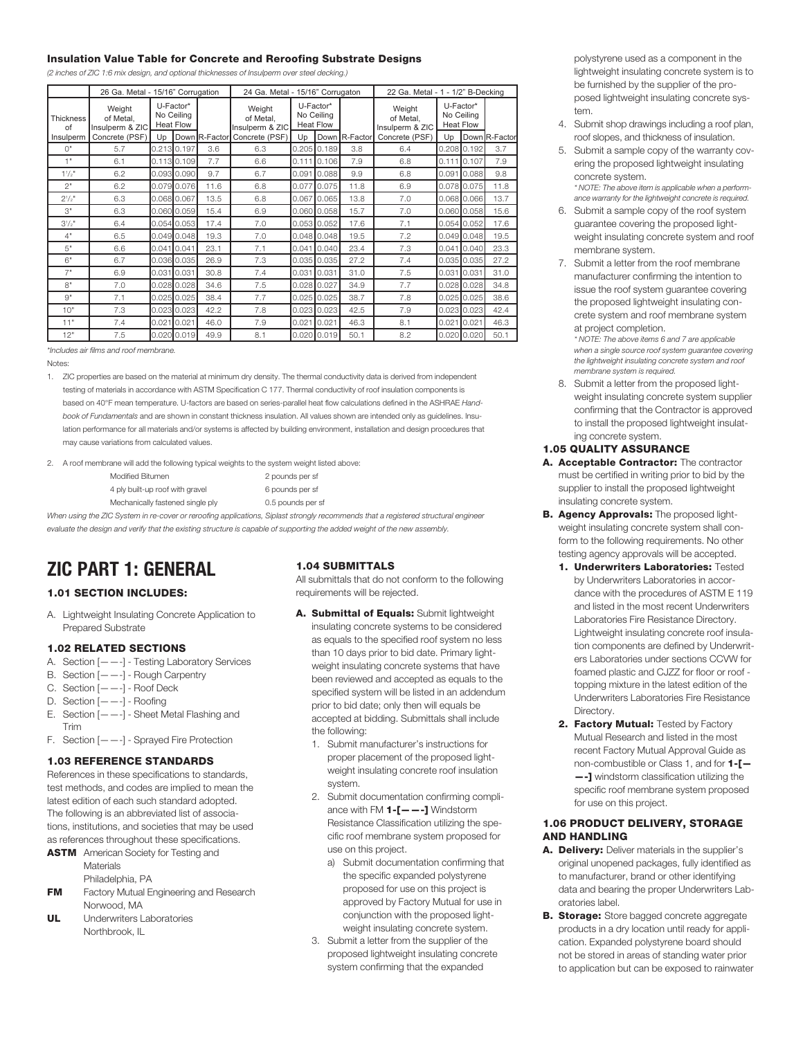### Insulation Value Table for Concrete and Reroofing Substrate Designs

*(2 inches of ZIC 1:6 mix design, and optional thicknesses of Insulperm over steel decking.)*

| | 26 Ga. Metal - 15/16" Corrugation | | | | 24 Ga. Metal - 15/16" Corrugaton | | | | 22 Ga. Metal - 1 - 1/2" B-Decking | | | |
|---|---|---|---|---|---|---|---|---|---|---|---|---|
| Thickness of Insulperm | Weight of Metal, Insulperm & ZIC Concrete (PSF) | U-Factor* No Ceiling Heat Flow Up | Down | R-Factor | Weight of Metal, Insulperm & ZIC Concrete (PSF) | U-Factor* No Ceiling Heat Flow Up | Down | R-Factor | Weight of Metal, Insulperm & ZIC Concrete (PSF) | U-Factor* No Ceiling Heat Flow Up | Down | R-Factor |
| 0" | 5.7 | 0.213 | 0.197 | 3.6 | 6.3 | 0.205 | 0.189 | 3.8 | 6.4 | 0.208 | 0.192 | 3.7 |
| 1" | 6.1 | 0.113 | 0.109 | 7.7 | 6.6 | 0.111 | 0.106 | 7.9 | 6.8 | 0.111 | 0.107 | 7.9 |
| 1 1/2" | 6.2 | 0.093 | 0.090 | 9.7 | 6.7 | 0.091 | 0.088 | 9.9 | 6.8 | 0.091 | 0.088 | 9.8 |
| 2" | 6.2 | 0.079 | 0.076 | 11.6 | 6.8 | 0.077 | 0.075 | 11.8 | 6.9 | 0.078 | 0.075 | 11.8 |
| 2 1/2" | 6.3 | 0.068 | 0.067 | 13.5 | 6.8 | 0.067 | 0.065 | 13.8 | 7.0 | 0.068 | 0.066 | 13.7 |
| 3" | 6.3 | 0.060 | 0.059 | 15.4 | 6.9 | 0.060 | 0.058 | 15.7 | 7.0 | 0.060 | 0.058 | 15.6 |
| 3 1/2" | 6.4 | 0.054 | 0.053 | 17.4 | 7.0 | 0.053 | 0.052 | 17.6 | 7.1 | 0.054 | 0.052 | 17.6 |
| 4" | 6.5 | 0.049 | 0.048 | 19.3 | 7.0 | 0.048 | 0.048 | 19.5 | 7.2 | 0.049 | 0.048 | 19.5 |
| 5" | 6.6 | 0.041 | 0.041 | 23.1 | 7.1 | 0.041 | 0.040 | 23.4 | 7.3 | 0.041 | 0.040 | 23.3 |
| 6" | 6.7 | 0.036 | 0.035 | 26.9 | 7.3 | 0.035 | 0.035 | 27.2 | 7.4 | 0.035 | 0.035 | 27.2 |
| 7" | 6.9 | 0.031 | 0.031 | 30.8 | 7.4 | 0.031 | 0.031 | 31.0 | 7.5 | 0.031 | 0.031 | 31.0 |
| 8" | 7.0 | 0.028 | 0.028 | 34.6 | 7.5 | 0.028 | 0.027 | 34.9 | 7.7 | 0.028 | 0.028 | 34.8 |
| 9" | 7.1 | 0.025 | 0.025 | 38.4 | 7.7 | 0.025 | 0.025 | 38.7 | 7.8 | 0.025 | 0.025 | 38.6 |
| 10" | 7.3 | 0.023 | 0.023 | 42.2 | 7.8 | 0.023 | 0.023 | 42.5 | 7.9 | 0.023 | 0.023 | 42.4 |
| 11" | 7.4 | 0.021 | 0.021 | 46.0 | 7.9 | 0.021 | 0.021 | 46.3 | 8.1 | 0.021 | 0.021 | 46.3 |
| 12" | 7.5 | 0.020 | 0.019 | 49.9 | 8.1 | 0.020 | 0.019 | 50.1 | 8.2 | 0.020 | 0.020 | 50.1 |

*\*Includes air films and roof membrane.*

Notes:

1. ZIC properties are based on the material at minimum dry density. The thermal conductivity data is derived from independent testing of materials in accordance with ASTM Specification C 177. Thermal conductivity of roof insulation components is based on 40°F mean temperature. U-factors are based on series-parallel heat flow calculations defined in the ASHRAE *Handbook of Fundamentals* and are shown in constant thickness insulation. All values shown are intended only as guidelines. Insulation performance for all materials and/or systems is affected by building environment, installation and design procedures that may cause variations from calculated values.

2. A roof membrane will add the following typical weights to the system weight listed above:

| | |
|---|---|
| Modified Bitumen | 2 pounds per sf |
| 4 ply built-up roof with gravel | 6 pounds per sf |
| Mechanically fastened single ply | 0.5 pounds per sf |

*When using the ZIC System in re-cover or reroofing applications, Siplast strongly recommends that a registered structural engineer evaluate the design and verify that the existing structure is capable of supporting the added weight of the new assembly.*

# ZIC PART 1: GENERAL

### 1.01 SECTION INCLUDES:

A. Lightweight Insulating Concrete Application to Prepared Substrate

### 1.02 RELATED SECTIONS

A. Section [— —-] - Testing Laboratory Services
B. Section [— —-] - Rough Carpentry
C. Section [— —-] - Roof Deck
D. Section [— —-] - Roofing
E. Section [— —-] - Sheet Metal Flashing and Trim
F. Section [— —-] - Sprayed Fire Protection

### 1.03 REFERENCE STANDARDS

References in these specifications to standards, test methods, and codes are implied to mean the latest edition of each such standard adopted. The following is an abbreviated list of associations, institutions, and societies that may be used as references throughout these specifications.

**ASTM** American Society for Testing and Materials
Philadelphia, PA

**FM** Factory Mutual Engineering and Research
Norwood, MA

**UL** Underwriters Laboratories
Northbrook, IL

### 1.04 SUBMITTALS

All submittals that do not conform to the following requirements will be rejected.

**A. Submittal of Equals:** Submit lightweight insulating concrete systems to be considered as equals to the specified roof system no less than 10 days prior to bid date. Primary lightweight insulating concrete systems that have been reviewed and accepted as equals to the specified system will be listed in an addendum prior to bid date; only then will equals be accepted at bidding. Submittals shall include the following:

1. Submit manufacturer's instructions for proper placement of the proposed lightweight insulating concrete roof insulation system.
2. Submit documentation confirming compliance with FM **1-[— —-]** Windstorm Resistance Classification utilizing the specific roof membrane system proposed for use on this project.
   a) Submit documentation confirming that the specific expanded polystyrene proposed for use on this project is approved by Factory Mutual for use in conjunction with the proposed lightweight insulating concrete system.
3. Submit a letter from the supplier of the proposed lightweight insulating concrete system confirming that the expanded polystyrene used as a component in the lightweight insulating concrete system is to be furnished by the supplier of the proposed lightweight insulating concrete system.
4. Submit shop drawings including a roof plan, roof slopes, and thickness of insulation.
5. Submit a sample copy of the warranty covering the proposed lightweight insulating concrete system.
   *\* NOTE: The above item is applicable when a performance warranty for the lightweight concrete is required.*
6. Submit a sample copy of the roof system guarantee covering the proposed lightweight insulating concrete system and roof membrane system.
7. Submit a letter from the roof membrane manufacturer confirming the intention to issue the roof system guarantee covering the proposed lightweight insulating concrete system and roof membrane system at project completion.
   *\* NOTE: The above items 6 and 7 are applicable when a single source roof system guarantee covering the lightweight insulating concrete system and roof membrane system is required.*
8. Submit a letter from the proposed lightweight insulating concrete system supplier confirming that the Contractor is approved to install the proposed lightweight insulating concrete system.

### 1.05 QUALITY ASSURANCE

**A. Acceptable Contractor:** The contractor must be certified in writing prior to bid by the supplier to install the proposed lightweight insulating concrete system.

**B. Agency Approvals:** The proposed lightweight insulating concrete system shall conform to the following requirements. No other testing agency approvals will be accepted.

1. **Underwriters Laboratories:** Tested by Underwriters Laboratories in accordance with the procedures of ASTM E 119 and listed in the most recent Underwriters Laboratories Fire Resistance Directory. Lightweight insulating concrete roof insulation components are defined by Underwriters Laboratories under sections CCVW for foamed plastic and CJZZ for floor or roof - topping mixture in the latest edition of the Underwriters Laboratories Fire Resistance Directory.
2. **Factory Mutual:** Tested by Factory Mutual Research and listed in the most recent Factory Mutual Approval Guide as non-combustible or Class 1, and for **1-[— —-]** windstorm classification utilizing the specific roof membrane system proposed for use on this project.

### 1.06 PRODUCT DELIVERY, STORAGE AND HANDLING

**A. Delivery:** Deliver materials in the supplier's original unopened packages, fully identified as to manufacturer, brand or other identifying data and bearing the proper Underwriters Laboratories label.

**B. Storage:** Store bagged concrete aggregate products in a dry location until ready for application. Expanded polystyrene board should not be stored in areas of standing water prior to application but can be exposed to rainwater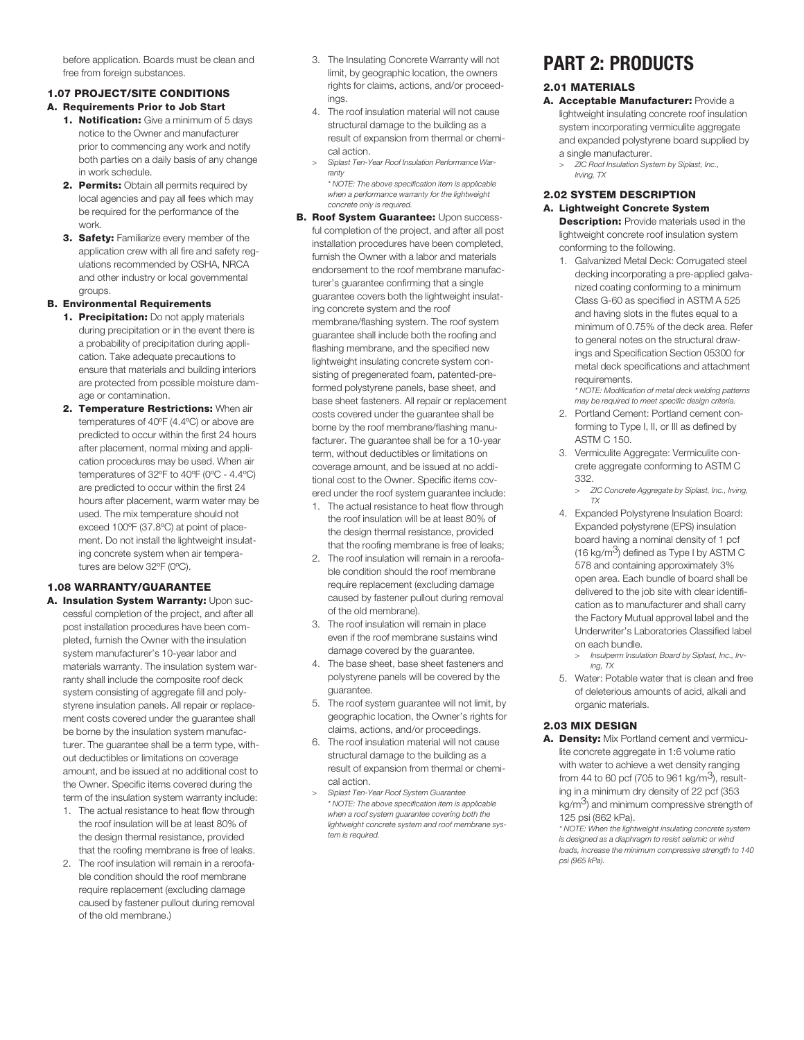before application. Boards must be clean and free from foreign substances.

### 1.07 PROJECT/SITE CONDITIONS

**A. Requirements Prior to Job Start**

1. **Notification:** Give a minimum of 5 days notice to the Owner and manufacturer prior to commencing any work and notify both parties on a daily basis of any change in work schedule.
2. **Permits:** Obtain all permits required by local agencies and pay all fees which may be required for the performance of the work.
3. **Safety:** Familiarize every member of the application crew with all fire and safety regulations recommended by OSHA, NRCA and other industry or local governmental groups.

**B. Environmental Requirements**

1. **Precipitation:** Do not apply materials during precipitation or in the event there is a probability of precipitation during application. Take adequate precautions to ensure that materials and building interiors are protected from possible moisture damage or contamination.
2. **Temperature Restrictions:** When air temperatures of 40ºF (4.4ºC) or above are predicted to occur within the first 24 hours after placement, normal mixing and application procedures may be used. When air temperatures of 32ºF to 40ºF (0ºC - 4.4ºC) are predicted to occur within the first 24 hours after placement, warm water may be used. The mix temperature should not exceed 100ºF (37.8ºC) at point of placement. Do not install the lightweight insulating concrete system when air temperatures are below 32ºF (0ºC).

### 1.08 WARRANTY/GUARANTEE

**A. Insulation System Warranty:** Upon successful completion of the project, and after all post installation procedures have been completed, furnish the Owner with the insulation system manufacturer's 10-year labor and materials warranty. The insulation system warranty shall include the composite roof deck system consisting of aggregate fill and polystyrene insulation panels. All repair or replacement costs covered under the guarantee shall be borne by the insulation system manufacturer. The guarantee shall be a term type, without deductibles or limitations on coverage amount, and be issued at no additional cost to the Owner. Specific items covered during the term of the insulation system warranty include:

1. The actual resistance to heat flow through the roof insulation will be at least 80% of the design thermal resistance, provided that the roofing membrane is free of leaks.
2. The roof insulation will remain in a reroofable condition should the roof membrane require replacement (excluding damage caused by fastener pullout during removal of the old membrane.)
3. The Insulating Concrete Warranty will not limit, by geographic location, the owners rights for claims, actions, and/or proceedings.
4. The roof insulation material will not cause structural damage to the building as a result of expansion from thermal or chemical action.

> *Siplast Ten-Year Roof Insulation Performance Warranty*
>
> *\* NOTE: The above specification item is applicable when a performance warranty for the lightweight concrete only is required.*

**B. Roof System Guarantee:** Upon successful completion of the project, and after all post installation procedures have been completed, furnish the Owner with a labor and materials endorsement to the roof membrane manufacturer's guarantee confirming that a single guarantee covers both the lightweight insulating concrete system and the roof membrane/flashing system. The roof system guarantee shall include both the roofing and flashing membrane, and the specified new lightweight insulating concrete system consisting of pregenerated foam, patented-preformed polystyrene panels, base sheet, and base sheet fasteners. All repair or replacement costs covered under the guarantee shall be borne by the roof membrane/flashing manufacturer. The guarantee shall be for a 10-year term, without deductibles or limitations on coverage amount, and be issued at no additional cost to the Owner. Specific items covered under the roof system guarantee include:

1. The actual resistance to heat flow through the roof insulation will be at least 80% of the design thermal resistance, provided that the roofing membrane is free of leaks;
2. The roof insulation will remain in a reroofable condition should the roof membrane require replacement (excluding damage caused by fastener pullout during removal of the old membrane).
3. The roof insulation will remain in place even if the roof membrane sustains wind damage covered by the guarantee.
4. The base sheet, base sheet fasteners and polystyrene panels will be covered by the guarantee.
5. The roof system guarantee will not limit, by geographic location, the Owner's rights for claims, actions, and/or proceedings.
6. The roof insulation material will not cause structural damage to the building as a result of expansion from thermal or chemical action.

> *Siplast Ten-Year Roof System Guarantee*
>
> *\* NOTE: The above specification item is applicable when a roof system guarantee covering both the lightweight concrete system and roof membrane system is required.*

# PART 2: PRODUCTS

### 2.01 MATERIALS

**A. Acceptable Manufacturer:** Provide a lightweight insulating concrete roof insulation system incorporating vermiculite aggregate and expanded polystyrene board supplied by a single manufacturer.

> *ZIC Roof Insulation System by Siplast, Inc., Irving, TX*

### 2.02 SYSTEM DESCRIPTION

**A. Lightweight Concrete System Description:** Provide materials used in the lightweight concrete roof insulation system conforming to the following.

1. Galvanized Metal Deck: Corrugated steel decking incorporating a pre-applied galvanized coating conforming to a minimum Class G-60 as specified in ASTM A 525 and having slots in the flutes equal to a minimum of 0.75% of the deck area. Refer to general notes on the structural drawings and Specification Section 05300 for metal deck specifications and attachment requirements.

   *\* NOTE: Modification of metal deck welding patterns may be required to meet specific design criteria.*
2. Portland Cement: Portland cement conforming to Type I, II, or III as defined by ASTM C 150.
3. Vermiculite Aggregate: Vermiculite concrete aggregate conforming to ASTM C 332.

   > *ZIC Concrete Aggregate by Siplast, Inc., Irving, TX*
4. Expanded Polystyrene Insulation Board: Expanded polystyrene (EPS) insulation board having a nominal density of 1 pcf (16 kg/$m^3$) defined as Type I by ASTM C 578 and containing approximately 3% open area. Each bundle of board shall be delivered to the job site with clear identification as to manufacturer and shall carry the Factory Mutual approval label and the Underwriter's Laboratories Classified label on each bundle.

   > *Insulperm Insulation Board by Siplast, Inc., Irving, TX*
5. Water: Potable water that is clean and free of deleterious amounts of acid, alkali and organic materials.

### 2.03 MIX DESIGN

**A. Density:** Mix Portland cement and vermiculite concrete aggregate in 1:6 volume ratio with water to achieve a wet density ranging from 44 to 60 pcf (705 to 961 kg/$m^3$), resulting in a minimum dry density of 22 pcf (353 kg/$m^3$) and minimum compressive strength of 125 psi (862 kPa).

*\* NOTE: When the lightweight insulating concrete system is designed as a diaphragm to resist seismic or wind loads, increase the minimum compressive strength to 140 psi (965 kPa).*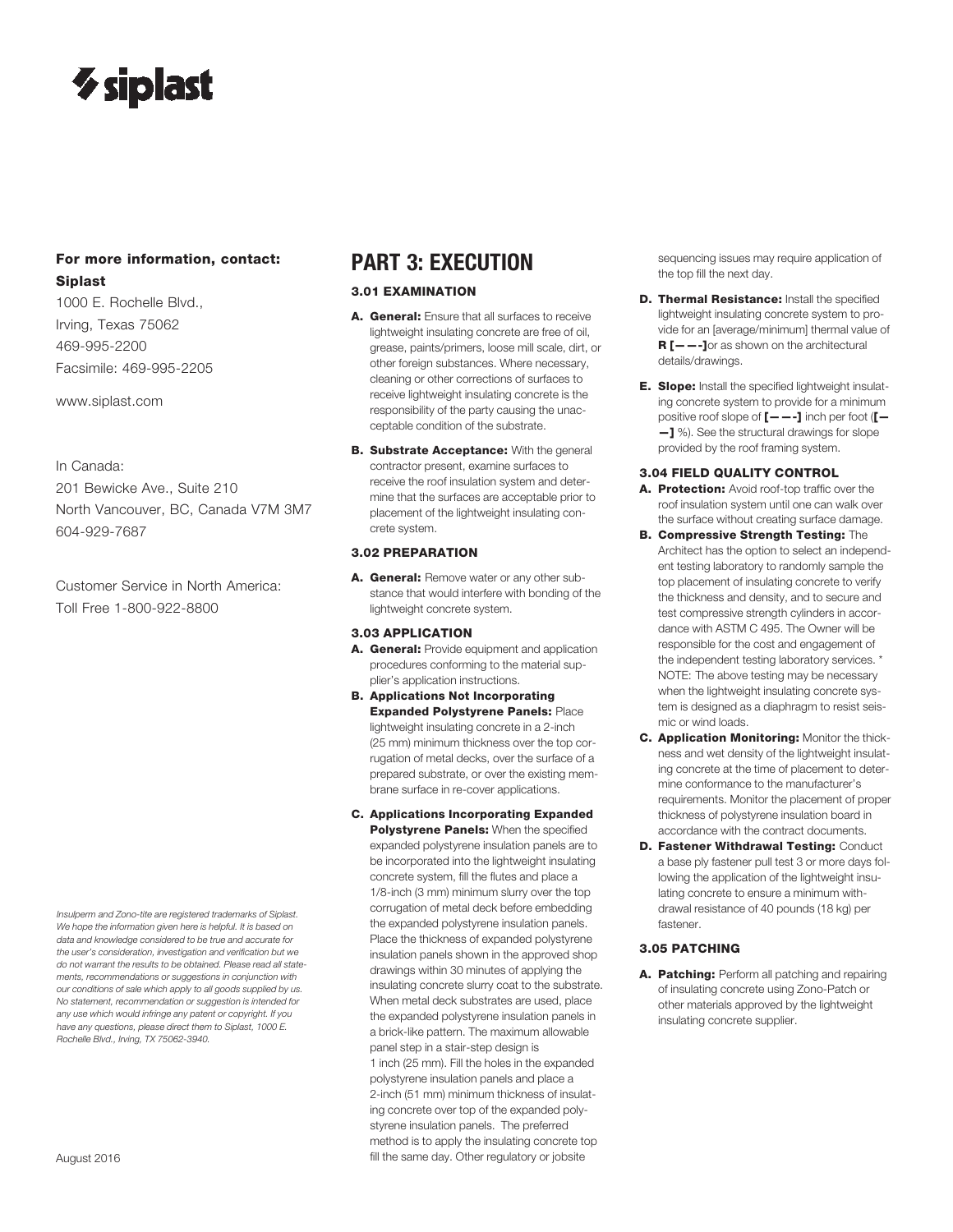# siplast

**For more information, contact:**

**Siplast**

1000 E. Rochelle Blvd.,
Irving, Texas 75062
469-995-2200
Facsimile: 469-995-2205

www.siplast.com

In Canada:
201 Bewicke Ave., Suite 210
North Vancouver, BC, Canada V7M 3M7
604-929-7687

Customer Service in North America:
Toll Free 1-800-922-8800

*Insulperm and Zono-tite are registered trademarks of Siplast. We hope the information given here is helpful. It is based on data and knowledge considered to be true and accurate for the user's consideration, investigation and verification but we do not warrant the results to be obtained. Please read all statements, recommendations or suggestions in conjunction with our conditions of sale which apply to all goods supplied by us. No statement, recommendation or suggestion is intended for any use which would infringe any patent or copyright. If you have any questions, please direct them to Siplast, 1000 E. Rochelle Blvd., Irving, TX 75062-3940.*

August 2016

## PART 3: EXECUTION

### 3.01 EXAMINATION

**A. General:** Ensure that all surfaces to receive lightweight insulating concrete are free of oil, grease, paints/primers, loose mill scale, dirt, or other foreign substances. Where necessary, cleaning or other corrections of surfaces to receive lightweight insulating concrete is the responsibility of the party causing the unacceptable condition of the substrate.

**B. Substrate Acceptance:** With the general contractor present, examine surfaces to receive the roof insulation system and determine that the surfaces are acceptable prior to placement of the lightweight insulating concrete system.

### 3.02 PREPARATION

**A. General:** Remove water or any other substance that would interfere with bonding of the lightweight concrete system.

### 3.03 APPLICATION

**A. General:** Provide equipment and application procedures conforming to the material supplier's application instructions.

**B. Applications Not Incorporating Expanded Polystyrene Panels:** Place lightweight insulating concrete in a 2-inch (25 mm) minimum thickness over the top corrugation of metal decks, over the surface of a prepared substrate, or over the existing membrane surface in re-cover applications.

**C. Applications Incorporating Expanded Polystyrene Panels:** When the specified expanded polystyrene insulation panels are to be incorporated into the lightweight insulating concrete system, fill the flutes and place a 1/8-inch (3 mm) minimum slurry over the top corrugation of metal deck before embedding the expanded polystyrene insulation panels. Place the thickness of expanded polystyrene insulation panels shown in the approved shop drawings within 30 minutes of applying the insulating concrete slurry coat to the substrate. When metal deck substrates are used, place the expanded polystyrene insulation panels in a brick-like pattern. The maximum allowable panel step in a stair-step design is 1 inch (25 mm). Fill the holes in the expanded polystyrene insulation panels and place a 2-inch (51 mm) minimum thickness of insulating concrete over top of the expanded polystyrene insulation panels. The preferred method is to apply the insulating concrete top fill the same day. Other regulatory or jobsite sequencing issues may require application of the top fill the next day.

**D. Thermal Resistance:** Install the specified lightweight insulating concrete system to provide for an [average/minimum] thermal value of **R [— —-]** or as shown on the architectural details/drawings.

**E. Slope:** Install the specified lightweight insulating concrete system to provide for a minimum positive roof slope of **[— —-]** inch per foot (**[— —]** %). See the structural drawings for slope provided by the roof framing system.

### 3.04 FIELD QUALITY CONTROL

**A. Protection:** Avoid roof-top traffic over the roof insulation system until one can walk over the surface without creating surface damage.

**B. Compressive Strength Testing:** The Architect has the option to select an independent testing laboratory to randomly sample the top placement of insulating concrete to verify the thickness and density, and to secure and test compressive strength cylinders in accordance with ASTM C 495. The Owner will be responsible for the cost and engagement of the independent testing laboratory services. * NOTE: The above testing may be necessary when the lightweight insulating concrete system is designed as a diaphragm to resist seismic or wind loads.

**C. Application Monitoring:** Monitor the thickness and wet density of the lightweight insulating concrete at the time of placement to determine conformance to the manufacturer's requirements. Monitor the placement of proper thickness of polystyrene insulation board in accordance with the contract documents.

**D. Fastener Withdrawal Testing:** Conduct a base ply fastener pull test 3 or more days following the application of the lightweight insulating concrete to ensure a minimum withdrawal resistance of 40 pounds (18 kg) per fastener.

### 3.05 PATCHING

**A. Patching:** Perform all patching and repairing of insulating concrete using Zono-Patch or other materials approved by the lightweight insulating concrete supplier.